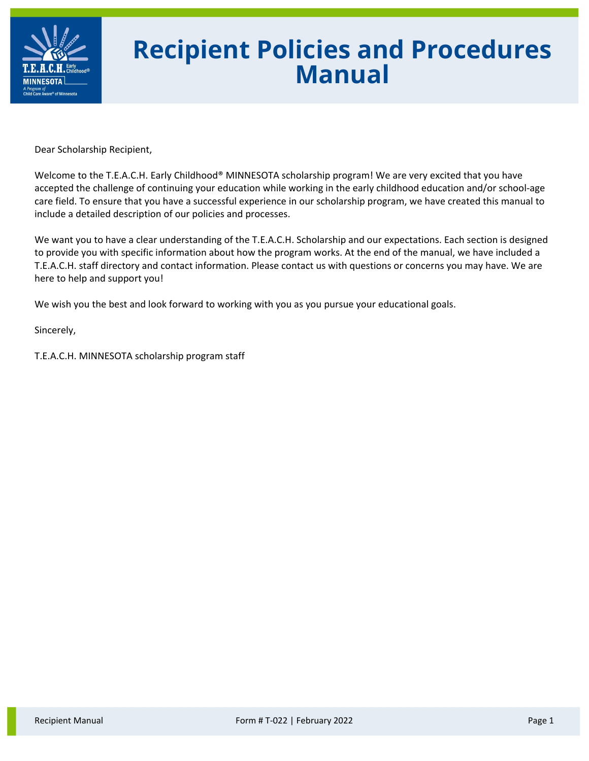# Recipient Policies and Procedures Manual

Dear Scholarship Recipient,

Welcome to the T.E.A.C.H. Early Childhood® MINNESOTA scholarship program! We are very excited that you have accepted the challenge of continuing your education while working in the early childhood education and/or school-age care field. To ensure that you have a successful experience in our scholarship program, we have created this manual to include a detailed description of our policies and processes.

We want you to have a clear understanding of the T.E.A.C.H. Scholarship and our expectations. Each section is designed to provide you with specific information about how the program works. At the end of the manual, we have included a T.E.A.C.H. staff directory and contact information. Please contact us with questions or concerns you may have. We are here to help and support you!

We wish you the best and look forward to working with you as you pursue your educational goals.

Sincerely,

T.E.A.C.H. MINNESOTA scholarship program staff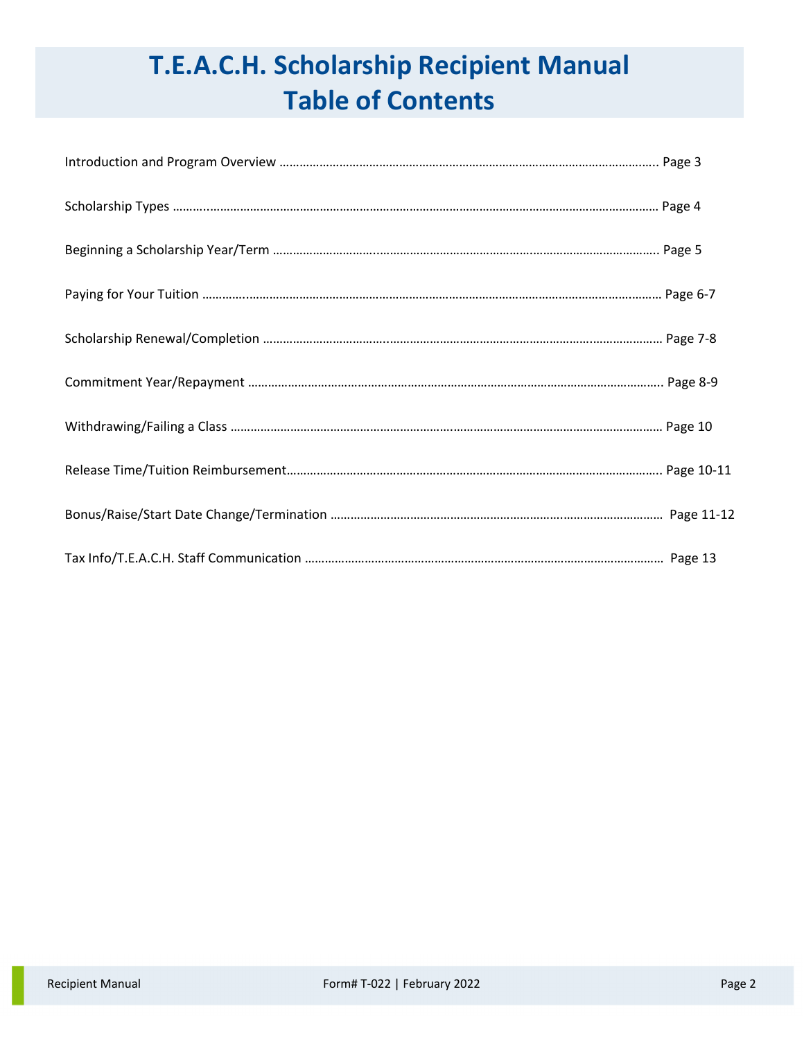# T.E.A.C.H. Scholarship Recipient Manual
# Table of Contents

Introduction and Program Overview ........................................................................................................ Page 3

Scholarship Types ........................................................................................................................................ Page 4

Beginning a Scholarship Year/Term ......................................................................................................... Page 5

Paying for Your Tuition ................................................................................................................................ Page 6-7

Scholarship Renewal/Completion ............................................................................................................ Page 7-8

Commitment Year/Repayment ................................................................................................................. Page 8-9

Withdrawing/Failing a Class ....................................................................................................................... Page 10

Release Time/Tuition Reimbursement...................................................................................................... Page 10-11

Bonus/Raise/Start Date Change/Termination .......................................................................................... Page 11-12

Tax Info/T.E.A.C.H. Staff Communication ................................................................................................ Page 13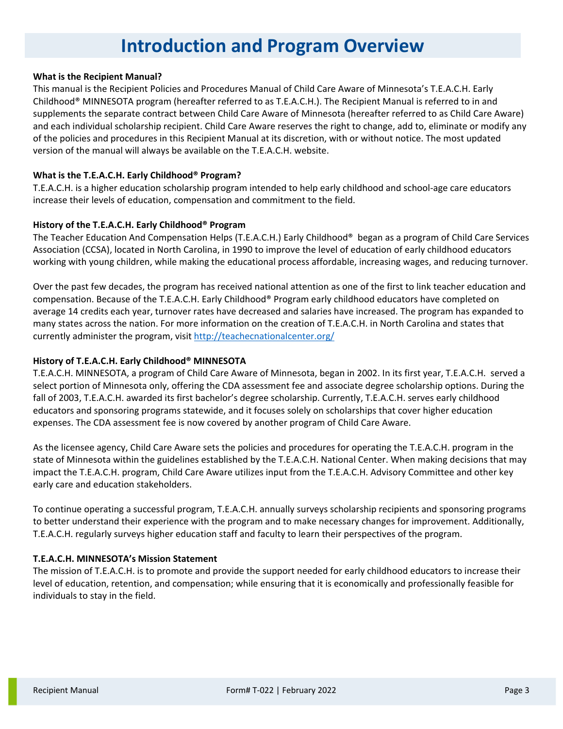# Introduction and Program Overview

**What is the Recipient Manual?**

This manual is the Recipient Policies and Procedures Manual of Child Care Aware of Minnesota's T.E.A.C.H. Early Childhood® MINNESOTA program (hereafter referred to as T.E.A.C.H.). The Recipient Manual is referred to in and supplements the separate contract between Child Care Aware of Minnesota (hereafter referred to as Child Care Aware) and each individual scholarship recipient. Child Care Aware reserves the right to change, add to, eliminate or modify any of the policies and procedures in this Recipient Manual at its discretion, with or without notice. The most updated version of the manual will always be available on the T.E.A.C.H. website.

**What is the T.E.A.C.H. Early Childhood® Program?**

T.E.A.C.H. is a higher education scholarship program intended to help early childhood and school-age care educators increase their levels of education, compensation and commitment to the field.

**History of the T.E.A.C.H. Early Childhood® Program**

The Teacher Education And Compensation Helps (T.E.A.C.H.) Early Childhood® began as a program of Child Care Services Association (CCSA), located in North Carolina, in 1990 to improve the level of education of early childhood educators working with young children, while making the educational process affordable, increasing wages, and reducing turnover.

Over the past few decades, the program has received national attention as one of the first to link teacher education and compensation. Because of the T.E.A.C.H. Early Childhood® Program early childhood educators have completed on average 14 credits each year, turnover rates have decreased and salaries have increased. The program has expanded to many states across the nation. For more information on the creation of T.E.A.C.H. in North Carolina and states that currently administer the program, visit [http://teachecnationalcenter.org/](http://teachecnationalcenter.org/)

**History of T.E.A.C.H. Early Childhood® MINNESOTA**

T.E.A.C.H. MINNESOTA, a program of Child Care Aware of Minnesota, began in 2002. In its first year, T.E.A.C.H. served a select portion of Minnesota only, offering the CDA assessment fee and associate degree scholarship options. During the fall of 2003, T.E.A.C.H. awarded its first bachelor's degree scholarship. Currently, T.E.A.C.H. serves early childhood educators and sponsoring programs statewide, and it focuses solely on scholarships that cover higher education expenses. The CDA assessment fee is now covered by another program of Child Care Aware.

As the licensee agency, Child Care Aware sets the policies and procedures for operating the T.E.A.C.H. program in the state of Minnesota within the guidelines established by the T.E.A.C.H. National Center. When making decisions that may impact the T.E.A.C.H. program, Child Care Aware utilizes input from the T.E.A.C.H. Advisory Committee and other key early care and education stakeholders.

To continue operating a successful program, T.E.A.C.H. annually surveys scholarship recipients and sponsoring programs to better understand their experience with the program and to make necessary changes for improvement. Additionally, T.E.A.C.H. regularly surveys higher education staff and faculty to learn their perspectives of the program.

**T.E.A.C.H. MINNESOTA's Mission Statement**

The mission of T.E.A.C.H. is to promote and provide the support needed for early childhood educators to increase their level of education, retention, and compensation; while ensuring that it is economically and professionally feasible for individuals to stay in the field.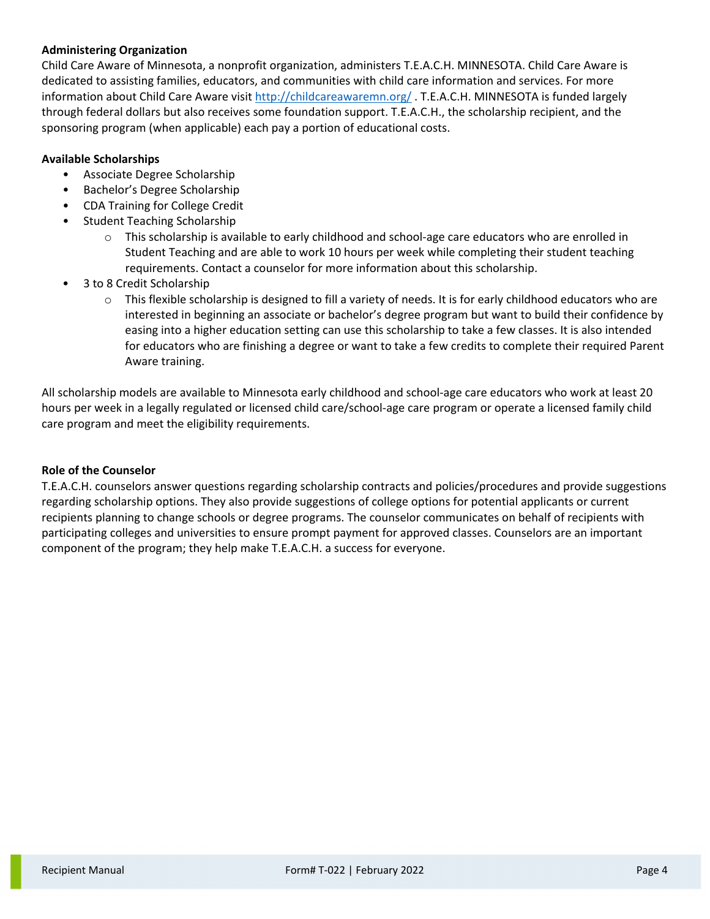**Administering Organization**

Child Care Aware of Minnesota, a nonprofit organization, administers T.E.A.C.H. MINNESOTA. Child Care Aware is dedicated to assisting families, educators, and communities with child care information and services. For more information about Child Care Aware visit http://childcareawaremn.org/ . T.E.A.C.H. MINNESOTA is funded largely through federal dollars but also receives some foundation support. T.E.A.C.H., the scholarship recipient, and the sponsoring program (when applicable) each pay a portion of educational costs.

**Available Scholarships**

- Associate Degree Scholarship
- Bachelor's Degree Scholarship
- CDA Training for College Credit
- Student Teaching Scholarship
  - This scholarship is available to early childhood and school-age care educators who are enrolled in Student Teaching and are able to work 10 hours per week while completing their student teaching requirements. Contact a counselor for more information about this scholarship.
- 3 to 8 Credit Scholarship
  - This flexible scholarship is designed to fill a variety of needs. It is for early childhood educators who are interested in beginning an associate or bachelor's degree program but want to build their confidence by easing into a higher education setting can use this scholarship to take a few classes. It is also intended for educators who are finishing a degree or want to take a few credits to complete their required Parent Aware training.

All scholarship models are available to Minnesota early childhood and school-age care educators who work at least 20 hours per week in a legally regulated or licensed child care/school-age care program or operate a licensed family child care program and meet the eligibility requirements.

**Role of the Counselor**

T.E.A.C.H. counselors answer questions regarding scholarship contracts and policies/procedures and provide suggestions regarding scholarship options. They also provide suggestions of college options for potential applicants or current recipients planning to change schools or degree programs. The counselor communicates on behalf of recipients with participating colleges and universities to ensure prompt payment for approved classes. Counselors are an important component of the program; they help make T.E.A.C.H. a success for everyone.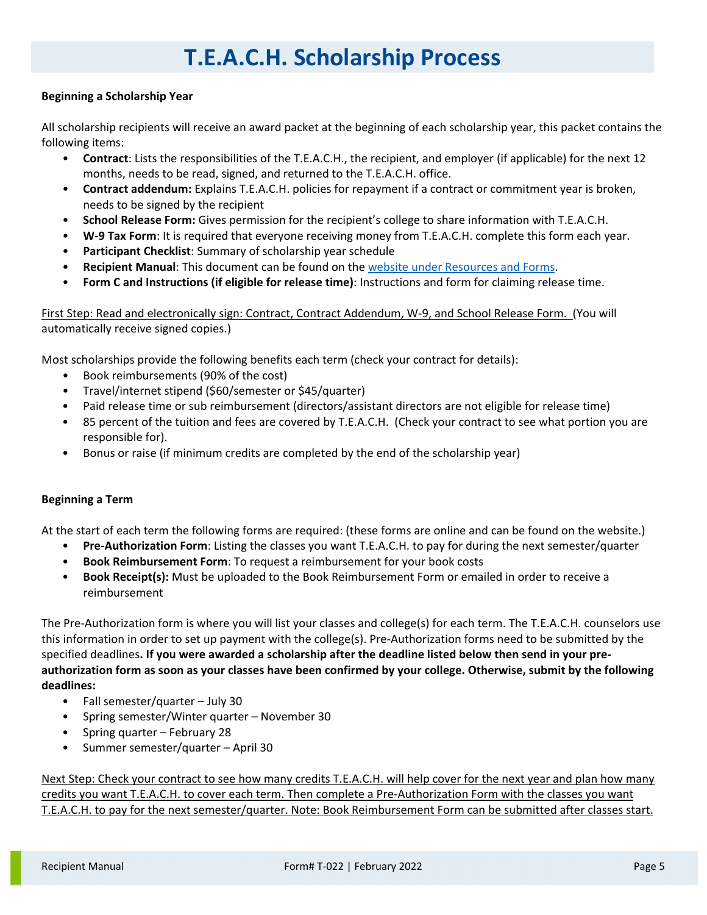# T.E.A.C.H. Scholarship Process

**Beginning a Scholarship Year**

All scholarship recipients will receive an award packet at the beginning of each scholarship year, this packet contains the following items:

- **Contract**: Lists the responsibilities of the T.E.A.C.H., the recipient, and employer (if applicable) for the next 12 months, needs to be read, signed, and returned to the T.E.A.C.H. office.
- **Contract addendum:** Explains T.E.A.C.H. policies for repayment if a contract or commitment year is broken, needs to be signed by the recipient
- **School Release Form:** Gives permission for the recipient's college to share information with T.E.A.C.H.
- **W-9 Tax Form**: It is required that everyone receiving money from T.E.A.C.H. complete this form each year.
- **Participant Checklist**: Summary of scholarship year schedule
- **Recipient Manual**: This document can be found on the website under Resources and Forms.
- **Form C and Instructions (if eligible for release time)**: Instructions and form for claiming release time.

First Step: Read and electronically sign: Contract, Contract Addendum, W-9, and School Release Form. (You will automatically receive signed copies.)

Most scholarships provide the following benefits each term (check your contract for details):

- Book reimbursements (90% of the cost)
- Travel/internet stipend ($60/semester or $45/quarter)
- Paid release time or sub reimbursement (directors/assistant directors are not eligible for release time)
- 85 percent of the tuition and fees are covered by T.E.A.C.H. (Check your contract to see what portion you are responsible for).
- Bonus or raise (if minimum credits are completed by the end of the scholarship year)

**Beginning a Term**

At the start of each term the following forms are required: (these forms are online and can be found on the website.)

- **Pre-Authorization Form**: Listing the classes you want T.E.A.C.H. to pay for during the next semester/quarter
- **Book Reimbursement Form**: To request a reimbursement for your book costs
- **Book Receipt(s):** Must be uploaded to the Book Reimbursement Form or emailed in order to receive a reimbursement

The Pre-Authorization form is where you will list your classes and college(s) for each term. The T.E.A.C.H. counselors use this information in order to set up payment with the college(s). Pre-Authorization forms need to be submitted by the specified deadlines**. If you were awarded a scholarship after the deadline listed below then send in your pre-authorization form as soon as your classes have been confirmed by your college. Otherwise, submit by the following deadlines:**

- Fall semester/quarter – July 30
- Spring semester/Winter quarter – November 30
- Spring quarter – February 28
- Summer semester/quarter – April 30

Next Step: Check your contract to see how many credits T.E.A.C.H. will help cover for the next year and plan how many credits you want T.E.A.C.H. to cover each term. Then complete a Pre-Authorization Form with the classes you want T.E.A.C.H. to pay for the next semester/quarter. Note: Book Reimbursement Form can be submitted after classes start.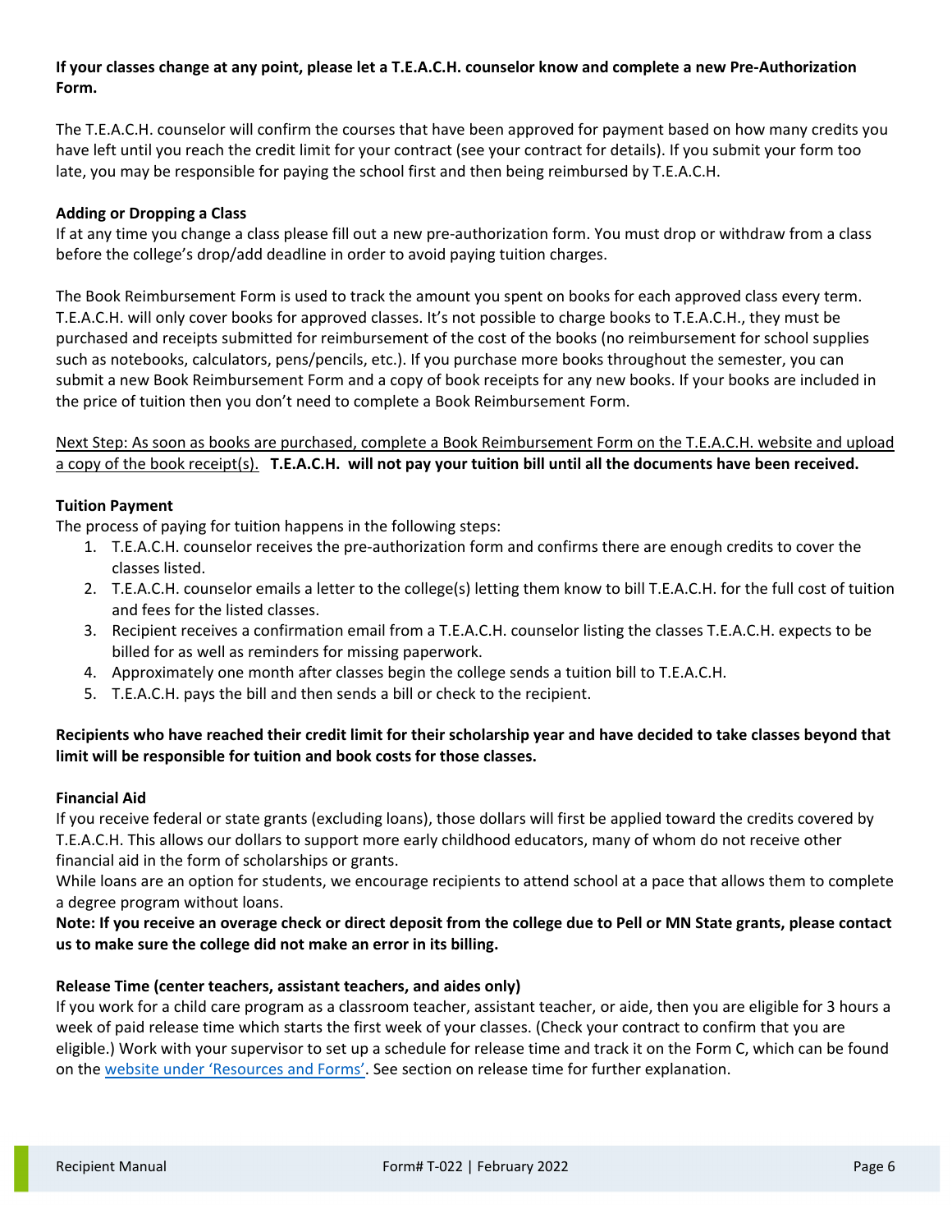**If your classes change at any point, please let a T.E.A.C.H. counselor know and complete a new Pre-Authorization Form.**

The T.E.A.C.H. counselor will confirm the courses that have been approved for payment based on how many credits you have left until you reach the credit limit for your contract (see your contract for details). If you submit your form too late, you may be responsible for paying the school first and then being reimbursed by T.E.A.C.H.

**Adding or Dropping a Class**

If at any time you change a class please fill out a new pre-authorization form. You must drop or withdraw from a class before the college's drop/add deadline in order to avoid paying tuition charges.

The Book Reimbursement Form is used to track the amount you spent on books for each approved class every term. T.E.A.C.H. will only cover books for approved classes. It's not possible to charge books to T.E.A.C.H., they must be purchased and receipts submitted for reimbursement of the cost of the books (no reimbursement for school supplies such as notebooks, calculators, pens/pencils, etc.). If you purchase more books throughout the semester, you can submit a new Book Reimbursement Form and a copy of book receipts for any new books. If your books are included in the price of tuition then you don't need to complete a Book Reimbursement Form.

Next Step: As soon as books are purchased, complete a Book Reimbursement Form on the T.E.A.C.H. website and upload a copy of the book receipt(s). **T.E.A.C.H. will not pay your tuition bill until all the documents have been received.**

**Tuition Payment**

The process of paying for tuition happens in the following steps:

1. T.E.A.C.H. counselor receives the pre-authorization form and confirms there are enough credits to cover the classes listed.
2. T.E.A.C.H. counselor emails a letter to the college(s) letting them know to bill T.E.A.C.H. for the full cost of tuition and fees for the listed classes.
3. Recipient receives a confirmation email from a T.E.A.C.H. counselor listing the classes T.E.A.C.H. expects to be billed for as well as reminders for missing paperwork.
4. Approximately one month after classes begin the college sends a tuition bill to T.E.A.C.H.
5. T.E.A.C.H. pays the bill and then sends a bill or check to the recipient.

**Recipients who have reached their credit limit for their scholarship year and have decided to take classes beyond that limit will be responsible for tuition and book costs for those classes.**

**Financial Aid**

If you receive federal or state grants (excluding loans), those dollars will first be applied toward the credits covered by T.E.A.C.H. This allows our dollars to support more early childhood educators, many of whom do not receive other financial aid in the form of scholarships or grants.

While loans are an option for students, we encourage recipients to attend school at a pace that allows them to complete a degree program without loans.

**Note: If you receive an overage check or direct deposit from the college due to Pell or MN State grants, please contact us to make sure the college did not make an error in its billing.**

**Release Time (center teachers, assistant teachers, and aides only)**

If you work for a child care program as a classroom teacher, assistant teacher, or aide, then you are eligible for 3 hours a week of paid release time which starts the first week of your classes. (Check your contract to confirm that you are eligible.) Work with your supervisor to set up a schedule for release time and track it on the Form C, which can be found on the website under 'Resources and Forms'. See section on release time for further explanation.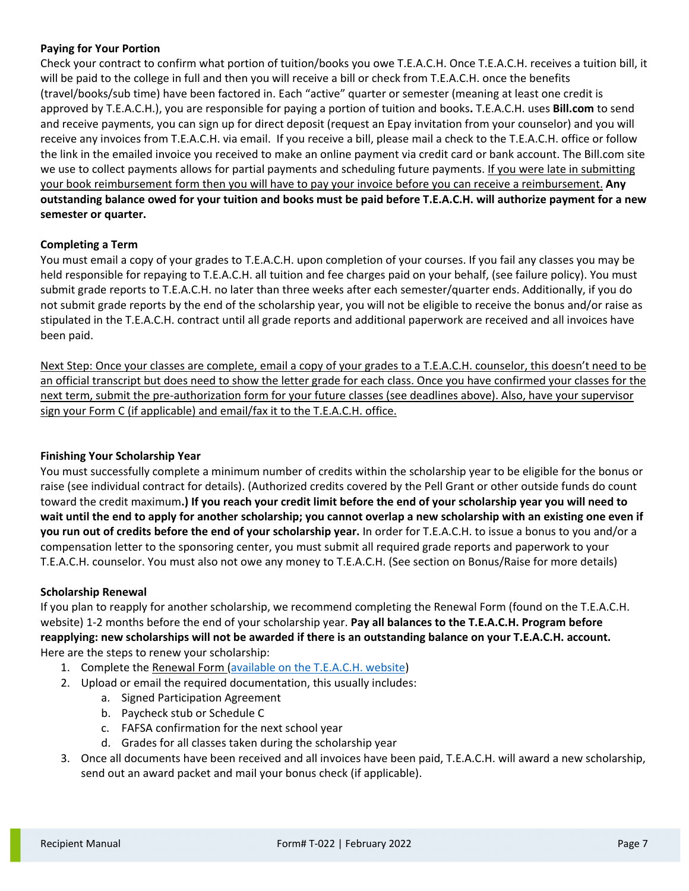### Paying for Your Portion

Check your contract to confirm what portion of tuition/books you owe T.E.A.C.H. Once T.E.A.C.H. receives a tuition bill, it will be paid to the college in full and then you will receive a bill or check from T.E.A.C.H. once the benefits (travel/books/sub time) have been factored in. Each "active" quarter or semester (meaning at least one credit is approved by T.E.A.C.H.), you are responsible for paying a portion of tuition and books**.** T.E.A.C.H. uses **Bill.com** to send and receive payments, you can sign up for direct deposit (request an Epay invitation from your counselor) and you will receive any invoices from T.E.A.C.H. via email. If you receive a bill, please mail a check to the T.E.A.C.H. office or follow the link in the emailed invoice you received to make an online payment via credit card or bank account. The Bill.com site we use to collect payments allows for partial payments and scheduling future payments. If you were late in submitting your book reimbursement form then you will have to pay your invoice before you can receive a reimbursement. **Any outstanding balance owed for your tuition and books must be paid before T.E.A.C.H. will authorize payment for a new semester or quarter.**

### Completing a Term

You must email a copy of your grades to T.E.A.C.H. upon completion of your courses. If you fail any classes you may be held responsible for repaying to T.E.A.C.H. all tuition and fee charges paid on your behalf, (see failure policy). You must submit grade reports to T.E.A.C.H. no later than three weeks after each semester/quarter ends. Additionally, if you do not submit grade reports by the end of the scholarship year, you will not be eligible to receive the bonus and/or raise as stipulated in the T.E.A.C.H. contract until all grade reports and additional paperwork are received and all invoices have been paid.

Next Step: Once your classes are complete, email a copy of your grades to a T.E.A.C.H. counselor, this doesn't need to be an official transcript but does need to show the letter grade for each class. Once you have confirmed your classes for the next term, submit the pre-authorization form for your future classes (see deadlines above). Also, have your supervisor sign your Form C (if applicable) and email/fax it to the T.E.A.C.H. office.

### Finishing Your Scholarship Year

You must successfully complete a minimum number of credits within the scholarship year to be eligible for the bonus or raise (see individual contract for details). (Authorized credits covered by the Pell Grant or other outside funds do count toward the credit maximum**.) If you reach your credit limit before the end of your scholarship year you will need to wait until the end to apply for another scholarship; you cannot overlap a new scholarship with an existing one even if you run out of credits before the end of your scholarship year.** In order for T.E.A.C.H. to issue a bonus to you and/or a compensation letter to the sponsoring center, you must submit all required grade reports and paperwork to your T.E.A.C.H. counselor. You must also not owe any money to T.E.A.C.H. (See section on Bonus/Raise for more details)

### Scholarship Renewal

If you plan to reapply for another scholarship, we recommend completing the Renewal Form (found on the T.E.A.C.H. website) 1-2 months before the end of your scholarship year. **Pay all balances to the T.E.A.C.H. Program before reapplying: new scholarships will not be awarded if there is an outstanding balance on your T.E.A.C.H. account.** Here are the steps to renew your scholarship:

1. Complete the Renewal Form (available on the T.E.A.C.H. website)
2. Upload or email the required documentation, this usually includes:
   a. Signed Participation Agreement
   b. Paycheck stub or Schedule C
   c. FAFSA confirmation for the next school year
   d. Grades for all classes taken during the scholarship year
3. Once all documents have been received and all invoices have been paid, T.E.A.C.H. will award a new scholarship, send out an award packet and mail your bonus check (if applicable).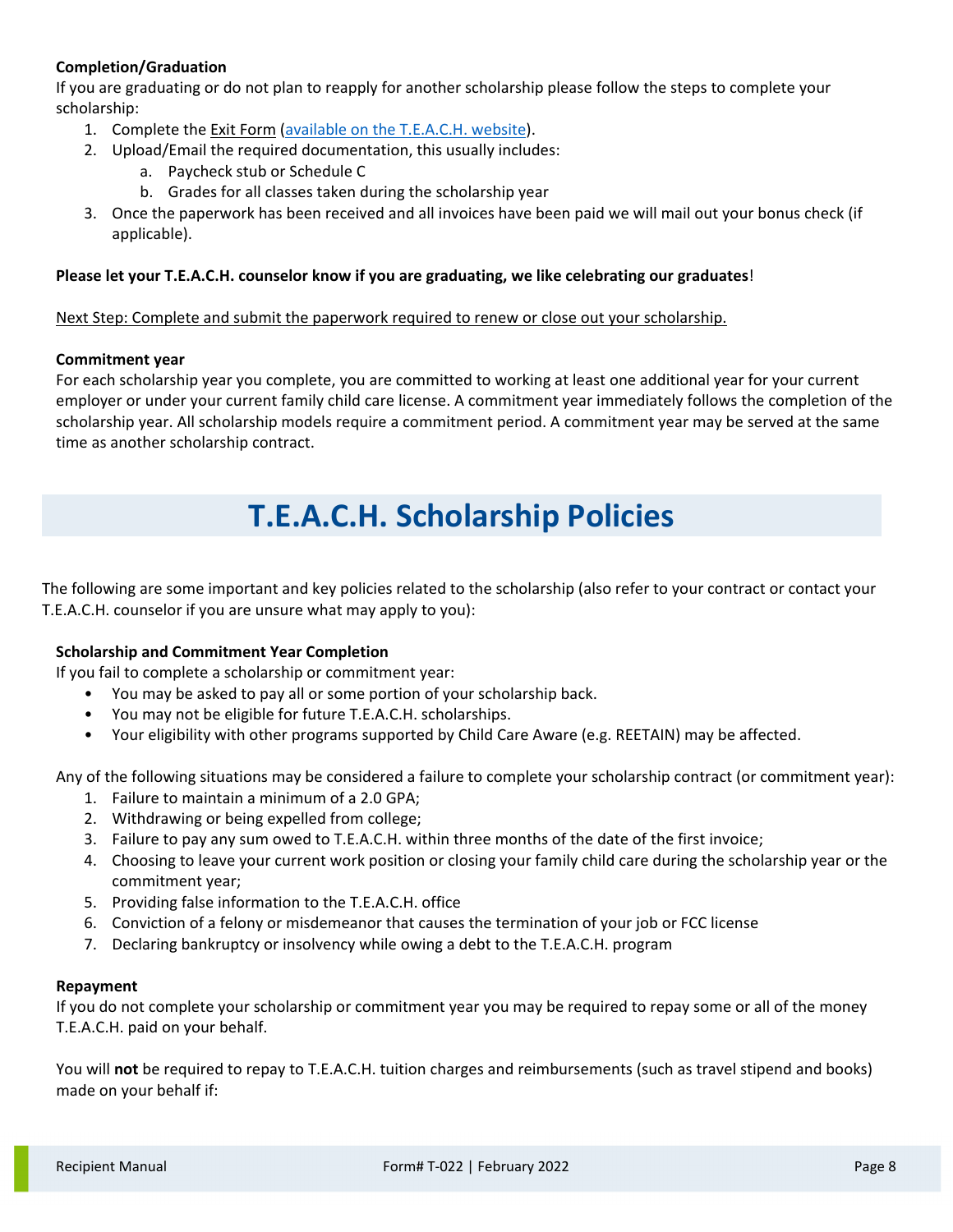**Completion/Graduation**

If you are graduating or do not plan to reapply for another scholarship please follow the steps to complete your scholarship:

1. Complete the Exit Form (available on the T.E.A.C.H. website).
2. Upload/Email the required documentation, this usually includes:
   a. Paycheck stub or Schedule C
   b. Grades for all classes taken during the scholarship year
3. Once the paperwork has been received and all invoices have been paid we will mail out your bonus check (if applicable).

**Please let your T.E.A.C.H. counselor know if you are graduating, we like celebrating our graduates**!

Next Step: Complete and submit the paperwork required to renew or close out your scholarship.

**Commitment year**

For each scholarship year you complete, you are committed to working at least one additional year for your current employer or under your current family child care license. A commitment year immediately follows the completion of the scholarship year. All scholarship models require a commitment period. A commitment year may be served at the same time as another scholarship contract.

# T.E.A.C.H. Scholarship Policies

The following are some important and key policies related to the scholarship (also refer to your contract or contact your T.E.A.C.H. counselor if you are unsure what may apply to you):

**Scholarship and Commitment Year Completion**

If you fail to complete a scholarship or commitment year:

- You may be asked to pay all or some portion of your scholarship back.
- You may not be eligible for future T.E.A.C.H. scholarships.
- Your eligibility with other programs supported by Child Care Aware (e.g. REETAIN) may be affected.

Any of the following situations may be considered a failure to complete your scholarship contract (or commitment year):

1. Failure to maintain a minimum of a 2.0 GPA;
2. Withdrawing or being expelled from college;
3. Failure to pay any sum owed to T.E.A.C.H. within three months of the date of the first invoice;
4. Choosing to leave your current work position or closing your family child care during the scholarship year or the commitment year;
5. Providing false information to the T.E.A.C.H. office
6. Conviction of a felony or misdemeanor that causes the termination of your job or FCC license
7. Declaring bankruptcy or insolvency while owing a debt to the T.E.A.C.H. program

**Repayment**

If you do not complete your scholarship or commitment year you may be required to repay some or all of the money T.E.A.C.H. paid on your behalf.

You will **not** be required to repay to T.E.A.C.H. tuition charges and reimbursements (such as travel stipend and books) made on your behalf if: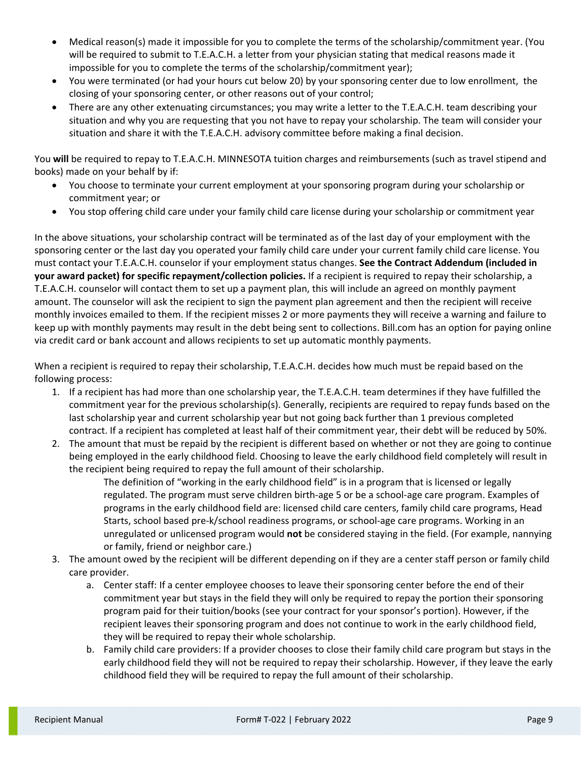- Medical reason(s) made it impossible for you to complete the terms of the scholarship/commitment year. (You will be required to submit to T.E.A.C.H. a letter from your physician stating that medical reasons made it impossible for you to complete the terms of the scholarship/commitment year);
- You were terminated (or had your hours cut below 20) by your sponsoring center due to low enrollment, the closing of your sponsoring center, or other reasons out of your control;
- There are any other extenuating circumstances; you may write a letter to the T.E.A.C.H. team describing your situation and why you are requesting that you not have to repay your scholarship. The team will consider your situation and share it with the T.E.A.C.H. advisory committee before making a final decision.

You **will** be required to repay to T.E.A.C.H. MINNESOTA tuition charges and reimbursements (such as travel stipend and books) made on your behalf by if:

- You choose to terminate your current employment at your sponsoring program during your scholarship or commitment year; or
- You stop offering child care under your family child care license during your scholarship or commitment year

In the above situations, your scholarship contract will be terminated as of the last day of your employment with the sponsoring center or the last day you operated your family child care under your current family child care license. You must contact your T.E.A.C.H. counselor if your employment status changes. **See the Contract Addendum (included in your award packet) for specific repayment/collection policies.** If a recipient is required to repay their scholarship, a T.E.A.C.H. counselor will contact them to set up a payment plan, this will include an agreed on monthly payment amount. The counselor will ask the recipient to sign the payment plan agreement and then the recipient will receive monthly invoices emailed to them. If the recipient misses 2 or more payments they will receive a warning and failure to keep up with monthly payments may result in the debt being sent to collections. Bill.com has an option for paying online via credit card or bank account and allows recipients to set up automatic monthly payments.

When a recipient is required to repay their scholarship, T.E.A.C.H. decides how much must be repaid based on the following process:

1. If a recipient has had more than one scholarship year, the T.E.A.C.H. team determines if they have fulfilled the commitment year for the previous scholarship(s). Generally, recipients are required to repay funds based on the last scholarship year and current scholarship year but not going back further than 1 previous completed contract. If a recipient has completed at least half of their commitment year, their debt will be reduced by 50%.
2. The amount that must be repaid by the recipient is different based on whether or not they are going to continue being employed in the early childhood field. Choosing to leave the early childhood field completely will result in the recipient being required to repay the full amount of their scholarship.

   The definition of "working in the early childhood field" is in a program that is licensed or legally regulated. The program must serve children birth-age 5 or be a school-age care program. Examples of programs in the early childhood field are: licensed child care centers, family child care programs, Head Starts, school based pre-k/school readiness programs, or school-age care programs. Working in an unregulated or unlicensed program would **not** be considered staying in the field. (For example, nannying or family, friend or neighbor care.)
3. The amount owed by the recipient will be different depending on if they are a center staff person or family child care provider.
   a. Center staff: If a center employee chooses to leave their sponsoring center before the end of their commitment year but stays in the field they will only be required to repay the portion their sponsoring program paid for their tuition/books (see your contract for your sponsor's portion). However, if the recipient leaves their sponsoring program and does not continue to work in the early childhood field, they will be required to repay their whole scholarship.
   b. Family child care providers: If a provider chooses to close their family child care program but stays in the early childhood field they will not be required to repay their scholarship. However, if they leave the early childhood field they will be required to repay the full amount of their scholarship.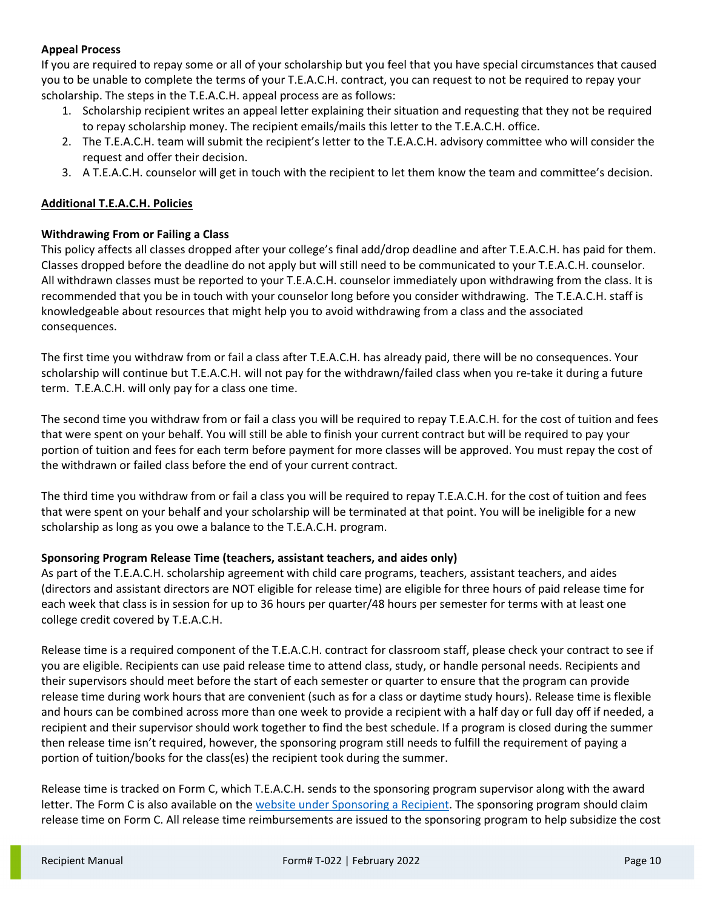**Appeal Process**

If you are required to repay some or all of your scholarship but you feel that you have special circumstances that caused you to be unable to complete the terms of your T.E.A.C.H. contract, you can request to not be required to repay your scholarship. The steps in the T.E.A.C.H. appeal process are as follows:

1. Scholarship recipient writes an appeal letter explaining their situation and requesting that they not be required to repay scholarship money. The recipient emails/mails this letter to the T.E.A.C.H. office.
2. The T.E.A.C.H. team will submit the recipient's letter to the T.E.A.C.H. advisory committee who will consider the request and offer their decision.
3. A T.E.A.C.H. counselor will get in touch with the recipient to let them know the team and committee's decision.

## Additional T.E.A.C.H. Policies

**Withdrawing From or Failing a Class**

This policy affects all classes dropped after your college's final add/drop deadline and after T.E.A.C.H. has paid for them. Classes dropped before the deadline do not apply but will still need to be communicated to your T.E.A.C.H. counselor. All withdrawn classes must be reported to your T.E.A.C.H. counselor immediately upon withdrawing from the class. It is recommended that you be in touch with your counselor long before you consider withdrawing. The T.E.A.C.H. staff is knowledgeable about resources that might help you to avoid withdrawing from a class and the associated consequences.

The first time you withdraw from or fail a class after T.E.A.C.H. has already paid, there will be no consequences. Your scholarship will continue but T.E.A.C.H. will not pay for the withdrawn/failed class when you re-take it during a future term. T.E.A.C.H. will only pay for a class one time.

The second time you withdraw from or fail a class you will be required to repay T.E.A.C.H. for the cost of tuition and fees that were spent on your behalf. You will still be able to finish your current contract but will be required to pay your portion of tuition and fees for each term before payment for more classes will be approved. You must repay the cost of the withdrawn or failed class before the end of your current contract.

The third time you withdraw from or fail a class you will be required to repay T.E.A.C.H. for the cost of tuition and fees that were spent on your behalf and your scholarship will be terminated at that point. You will be ineligible for a new scholarship as long as you owe a balance to the T.E.A.C.H. program.

**Sponsoring Program Release Time (teachers, assistant teachers, and aides only)**

As part of the T.E.A.C.H. scholarship agreement with child care programs, teachers, assistant teachers, and aides (directors and assistant directors are NOT eligible for release time) are eligible for three hours of paid release time for each week that class is in session for up to 36 hours per quarter/48 hours per semester for terms with at least one college credit covered by T.E.A.C.H.

Release time is a required component of the T.E.A.C.H. contract for classroom staff, please check your contract to see if you are eligible. Recipients can use paid release time to attend class, study, or handle personal needs. Recipients and their supervisors should meet before the start of each semester or quarter to ensure that the program can provide release time during work hours that are convenient (such as for a class or daytime study hours). Release time is flexible and hours can be combined across more than one week to provide a recipient with a half day or full day off if needed, a recipient and their supervisor should work together to find the best schedule. If a program is closed during the summer then release time isn't required, however, the sponsoring program still needs to fulfill the requirement of paying a portion of tuition/books for the class(es) the recipient took during the summer.

Release time is tracked on Form C, which T.E.A.C.H. sends to the sponsoring program supervisor along with the award letter. The Form C is also available on the website under Sponsoring a Recipient. The sponsoring program should claim release time on Form C. All release time reimbursements are issued to the sponsoring program to help subsidize the cost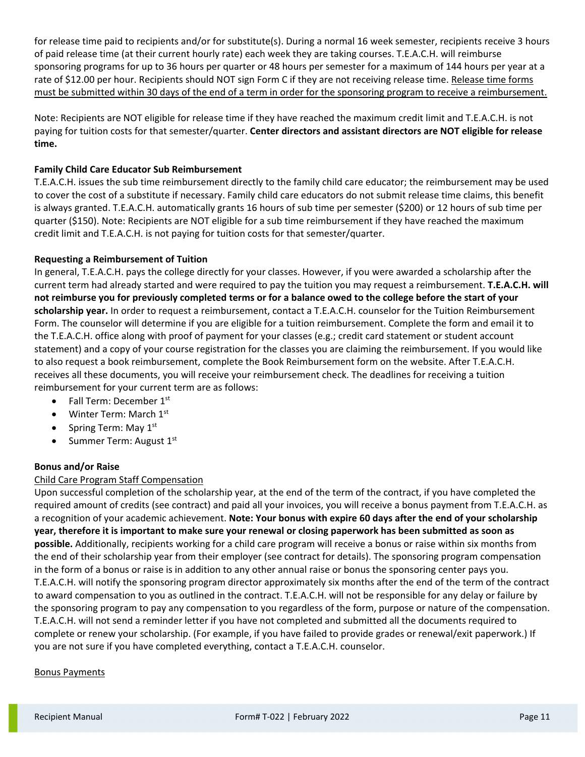for release time paid to recipients and/or for substitute(s). During a normal 16 week semester, recipients receive 3 hours of paid release time (at their current hourly rate) each week they are taking courses. T.E.A.C.H. will reimburse sponsoring programs for up to 36 hours per quarter or 48 hours per semester for a maximum of 144 hours per year at a rate of $12.00 per hour. Recipients should NOT sign Form C if they are not receiving release time. Release time forms must be submitted within 30 days of the end of a term in order for the sponsoring program to receive a reimbursement.

Note: Recipients are NOT eligible for release time if they have reached the maximum credit limit and T.E.A.C.H. is not paying for tuition costs for that semester/quarter. **Center directors and assistant directors are NOT eligible for release time.**

**Family Child Care Educator Sub Reimbursement**

T.E.A.C.H. issues the sub time reimbursement directly to the family child care educator; the reimbursement may be used to cover the cost of a substitute if necessary. Family child care educators do not submit release time claims, this benefit is always granted. T.E.A.C.H. automatically grants 16 hours of sub time per semester ($200) or 12 hours of sub time per quarter ($150). Note: Recipients are NOT eligible for a sub time reimbursement if they have reached the maximum credit limit and T.E.A.C.H. is not paying for tuition costs for that semester/quarter.

**Requesting a Reimbursement of Tuition**

In general, T.E.A.C.H. pays the college directly for your classes. However, if you were awarded a scholarship after the current term had already started and were required to pay the tuition you may request a reimbursement. **T.E.A.C.H. will not reimburse you for previously completed terms or for a balance owed to the college before the start of your scholarship year.** In order to request a reimbursement, contact a T.E.A.C.H. counselor for the Tuition Reimbursement Form. The counselor will determine if you are eligible for a tuition reimbursement. Complete the form and email it to the T.E.A.C.H. office along with proof of payment for your classes (e.g.; credit card statement or student account statement) and a copy of your course registration for the classes you are claiming the reimbursement. If you would like to also request a book reimbursement, complete the Book Reimbursement form on the website. After T.E.A.C.H. receives all these documents, you will receive your reimbursement check. The deadlines for receiving a tuition reimbursement for your current term are as follows:

- Fall Term: December 1st
- Winter Term: March 1st
- Spring Term: May 1st
- Summer Term: August 1st

**Bonus and/or Raise**

Child Care Program Staff Compensation

Upon successful completion of the scholarship year, at the end of the term of the contract, if you have completed the required amount of credits (see contract) and paid all your invoices, you will receive a bonus payment from T.E.A.C.H. as a recognition of your academic achievement. **Note: Your bonus with expire 60 days after the end of your scholarship year, therefore it is important to make sure your renewal or closing paperwork has been submitted as soon as possible.** Additionally, recipients working for a child care program will receive a bonus or raise within six months from the end of their scholarship year from their employer (see contract for details). The sponsoring program compensation in the form of a bonus or raise is in addition to any other annual raise or bonus the sponsoring center pays you. T.E.A.C.H. will notify the sponsoring program director approximately six months after the end of the term of the contract to award compensation to you as outlined in the contract. T.E.A.C.H. will not be responsible for any delay or failure by the sponsoring program to pay any compensation to you regardless of the form, purpose or nature of the compensation. T.E.A.C.H. will not send a reminder letter if you have not completed and submitted all the documents required to complete or renew your scholarship. (For example, if you have failed to provide grades or renewal/exit paperwork.) If you are not sure if you have completed everything, contact a T.E.A.C.H. counselor.

Bonus Payments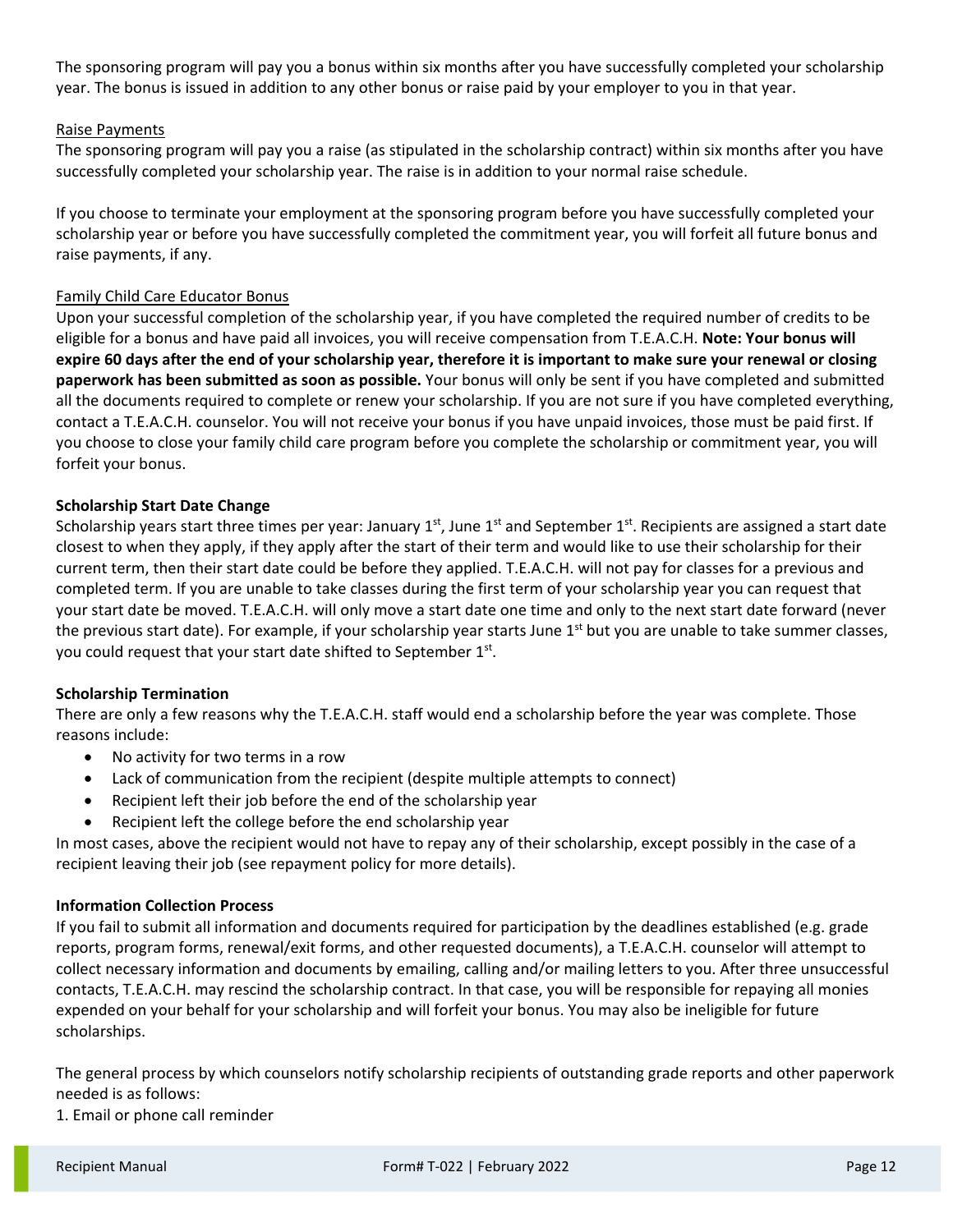The sponsoring program will pay you a bonus within six months after you have successfully completed your scholarship year. The bonus is issued in addition to any other bonus or raise paid by your employer to you in that year.

Raise Payments

The sponsoring program will pay you a raise (as stipulated in the scholarship contract) within six months after you have successfully completed your scholarship year. The raise is in addition to your normal raise schedule.

If you choose to terminate your employment at the sponsoring program before you have successfully completed your scholarship year or before you have successfully completed the commitment year, you will forfeit all future bonus and raise payments, if any.

Family Child Care Educator Bonus

Upon your successful completion of the scholarship year, if you have completed the required number of credits to be eligible for a bonus and have paid all invoices, you will receive compensation from T.E.A.C.H. **Note: Your bonus will expire 60 days after the end of your scholarship year, therefore it is important to make sure your renewal or closing paperwork has been submitted as soon as possible.** Your bonus will only be sent if you have completed and submitted all the documents required to complete or renew your scholarship. If you are not sure if you have completed everything, contact a T.E.A.C.H. counselor. You will not receive your bonus if you have unpaid invoices, those must be paid first. If you choose to close your family child care program before you complete the scholarship or commitment year, you will forfeit your bonus.

**Scholarship Start Date Change**

Scholarship years start three times per year: January 1st, June 1st and September 1st. Recipients are assigned a start date closest to when they apply, if they apply after the start of their term and would like to use their scholarship for their current term, then their start date could be before they applied. T.E.A.C.H. will not pay for classes for a previous and completed term. If you are unable to take classes during the first term of your scholarship year you can request that your start date be moved. T.E.A.C.H. will only move a start date one time and only to the next start date forward (never the previous start date). For example, if your scholarship year starts June 1st but you are unable to take summer classes, you could request that your start date shifted to September 1st.

**Scholarship Termination**

There are only a few reasons why the T.E.A.C.H. staff would end a scholarship before the year was complete. Those reasons include:

- No activity for two terms in a row
- Lack of communication from the recipient (despite multiple attempts to connect)
- Recipient left their job before the end of the scholarship year
- Recipient left the college before the end scholarship year

In most cases, above the recipient would not have to repay any of their scholarship, except possibly in the case of a recipient leaving their job (see repayment policy for more details).

**Information Collection Process**

If you fail to submit all information and documents required for participation by the deadlines established (e.g. grade reports, program forms, renewal/exit forms, and other requested documents), a T.E.A.C.H. counselor will attempt to collect necessary information and documents by emailing, calling and/or mailing letters to you. After three unsuccessful contacts, T.E.A.C.H. may rescind the scholarship contract. In that case, you will be responsible for repaying all monies expended on your behalf for your scholarship and will forfeit your bonus. You may also be ineligible for future scholarships.

The general process by which counselors notify scholarship recipients of outstanding grade reports and other paperwork needed is as follows:

1. Email or phone call reminder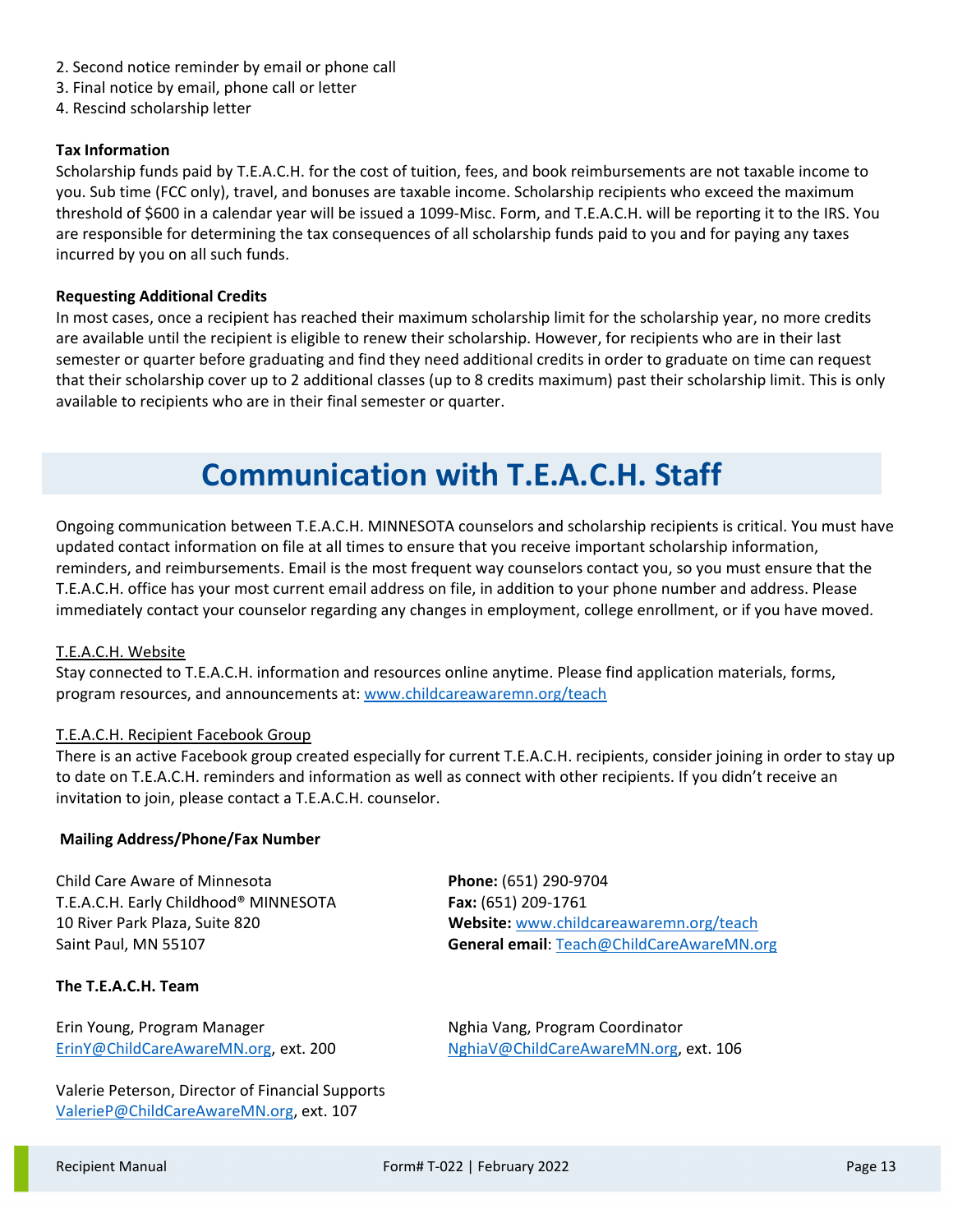2. Second notice reminder by email or phone call
3. Final notice by email, phone call or letter
4. Rescind scholarship letter

**Tax Information**

Scholarship funds paid by T.E.A.C.H. for the cost of tuition, fees, and book reimbursements are not taxable income to you. Sub time (FCC only), travel, and bonuses are taxable income. Scholarship recipients who exceed the maximum threshold of $600 in a calendar year will be issued a 1099-Misc. Form, and T.E.A.C.H. will be reporting it to the IRS. You are responsible for determining the tax consequences of all scholarship funds paid to you and for paying any taxes incurred by you on all such funds.

**Requesting Additional Credits**

In most cases, once a recipient has reached their maximum scholarship limit for the scholarship year, no more credits are available until the recipient is eligible to renew their scholarship. However, for recipients who are in their last semester or quarter before graduating and find they need additional credits in order to graduate on time can request that their scholarship cover up to 2 additional classes (up to 8 credits maximum) past their scholarship limit. This is only available to recipients who are in their final semester or quarter.

# Communication with T.E.A.C.H. Staff

Ongoing communication between T.E.A.C.H. MINNESOTA counselors and scholarship recipients is critical. You must have updated contact information on file at all times to ensure that you receive important scholarship information, reminders, and reimbursements. Email is the most frequent way counselors contact you, so you must ensure that the T.E.A.C.H. office has your most current email address on file, in addition to your phone number and address. Please immediately contact your counselor regarding any changes in employment, college enrollment, or if you have moved.

T.E.A.C.H. Website

Stay connected to T.E.A.C.H. information and resources online anytime. Please find application materials, forms, program resources, and announcements at: www.childcareawaremn.org/teach

T.E.A.C.H. Recipient Facebook Group

There is an active Facebook group created especially for current T.E.A.C.H. recipients, consider joining in order to stay up to date on T.E.A.C.H. reminders and information as well as connect with other recipients. If you didn't receive an invitation to join, please contact a T.E.A.C.H. counselor.

**Mailing Address/Phone/Fax Number**

Child Care Aware of Minnesota
T.E.A.C.H. Early Childhood® MINNESOTA
10 River Park Plaza, Suite 820
Saint Paul, MN 55107

**Phone:** (651) 290-9704
**Fax:** (651) 209-1761
**Website:** www.childcareawaremn.org/teach
**General email**: Teach@ChildCareAwareMN.org

**The T.E.A.C.H. Team**

Erin Young, Program Manager
ErinY@ChildCareAwareMN.org, ext. 200

Nghia Vang, Program Coordinator
NghiaV@ChildCareAwareMN.org, ext. 106

Valerie Peterson, Director of Financial Supports
ValerieP@ChildCareAwareMN.org, ext. 107